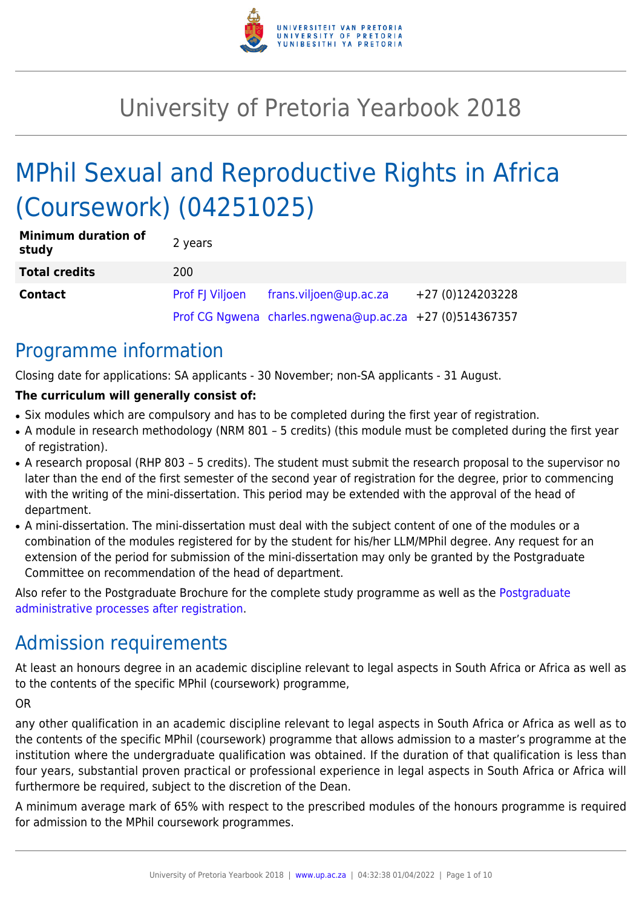# University of Pretoria Yearbook 2018

# MPhil Sexual and Reproductive Rights in Africa (Coursework) (04251025)

| | | | |
|---|---|---|---|
| **Minimum duration of study** | 2 years | | |
| **Total credits** | 200 | | |
| **Contact** | Prof FJ Viljoen | frans.viljoen@up.ac.za | +27 (0)124203228 |
| | Prof CG Ngwena | charles.ngwena@up.ac.za | +27 (0)514367357 |

## Programme information

Closing date for applications: SA applicants - 30 November; non-SA applicants - 31 August.

**The curriculum will generally consist of:**

- Six modules which are compulsory and has to be completed during the first year of registration.
- A module in research methodology (NRM 801 – 5 credits) (this module must be completed during the first year of registration).
- A research proposal (RHP 803 – 5 credits). The student must submit the research proposal to the supervisor no later than the end of the first semester of the second year of registration for the degree, prior to commencing with the writing of the mini-dissertation. This period may be extended with the approval of the head of department.
- A mini-dissertation. The mini-dissertation must deal with the subject content of one of the modules or a combination of the modules registered for by the student for his/her LLM/MPhil degree. Any request for an extension of the period for submission of the mini-dissertation may only be granted by the Postgraduate Committee on recommendation of the head of department.

Also refer to the Postgraduate Brochure for the complete study programme as well as the Postgraduate administrative processes after registration.

## Admission requirements

At least an honours degree in an academic discipline relevant to legal aspects in South Africa or Africa as well as to the contents of the specific MPhil (coursework) programme,

OR

any other qualification in an academic discipline relevant to legal aspects in South Africa or Africa as well as to the contents of the specific MPhil (coursework) programme that allows admission to a master's programme at the institution where the undergraduate qualification was obtained. If the duration of that qualification is less than four years, substantial proven practical or professional experience in legal aspects in South Africa or Africa will furthermore be required, subject to the discretion of the Dean.

A minimum average mark of 65% with respect to the prescribed modules of the honours programme is required for admission to the MPhil coursework programmes.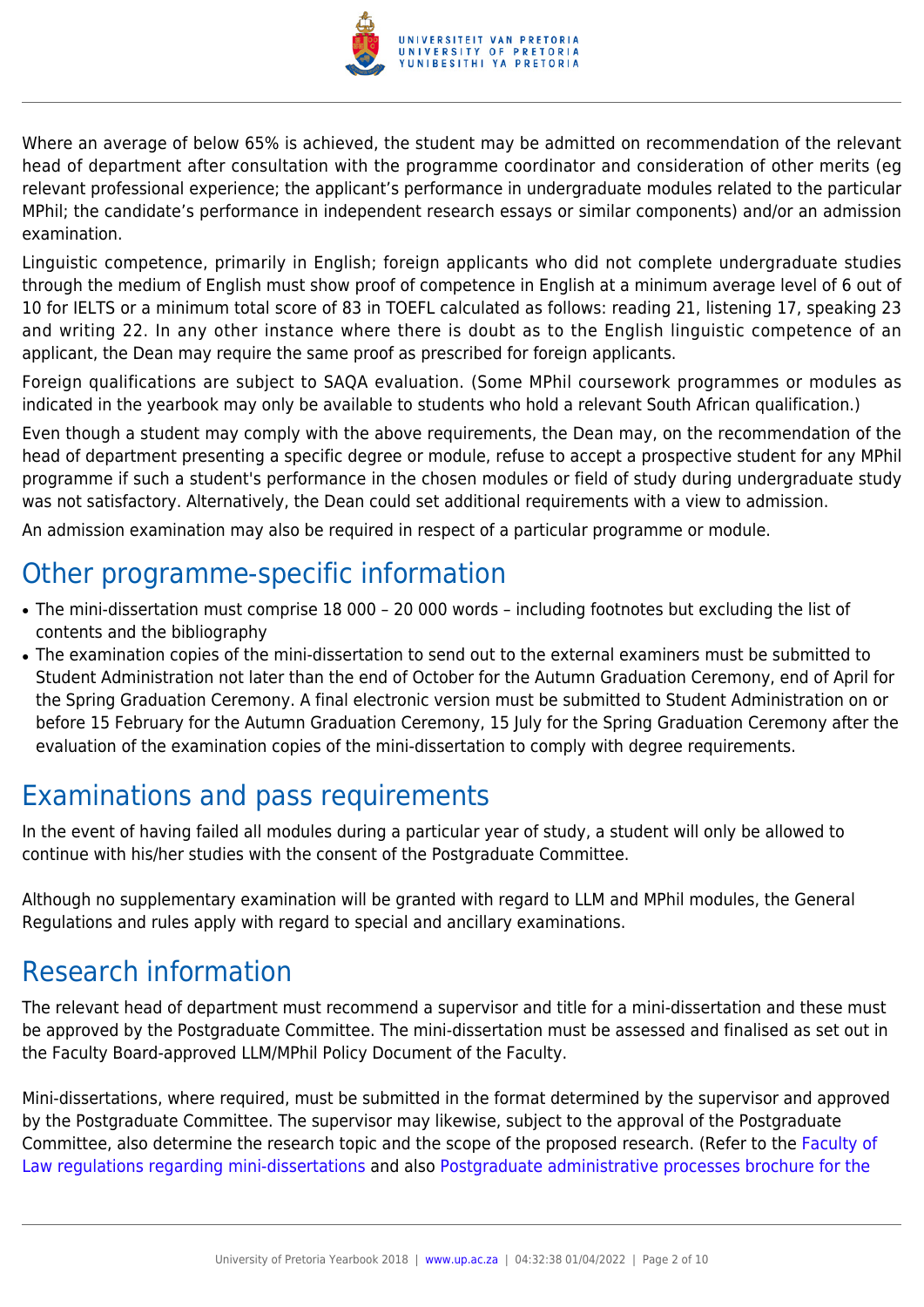Where an average of below 65% is achieved, the student may be admitted on recommendation of the relevant head of department after consultation with the programme coordinator and consideration of other merits (eg relevant professional experience; the applicant's performance in undergraduate modules related to the particular MPhil; the candidate's performance in independent research essays or similar components) and/or an admission examination.

Linguistic competence, primarily in English; foreign applicants who did not complete undergraduate studies through the medium of English must show proof of competence in English at a minimum average level of 6 out of 10 for IELTS or a minimum total score of 83 in TOEFL calculated as follows: reading 21, listening 17, speaking 23 and writing 22. In any other instance where there is doubt as to the English linguistic competence of an applicant, the Dean may require the same proof as prescribed for foreign applicants.

Foreign qualifications are subject to SAQA evaluation. (Some MPhil coursework programmes or modules as indicated in the yearbook may only be available to students who hold a relevant South African qualification.)

Even though a student may comply with the above requirements, the Dean may, on the recommendation of the head of department presenting a specific degree or module, refuse to accept a prospective student for any MPhil programme if such a student's performance in the chosen modules or field of study during undergraduate study was not satisfactory. Alternatively, the Dean could set additional requirements with a view to admission.

An admission examination may also be required in respect of a particular programme or module.

## Other programme-specific information

- The mini-dissertation must comprise 18 000 – 20 000 words – including footnotes but excluding the list of contents and the bibliography
- The examination copies of the mini-dissertation to send out to the external examiners must be submitted to Student Administration not later than the end of October for the Autumn Graduation Ceremony, end of April for the Spring Graduation Ceremony. A final electronic version must be submitted to Student Administration on or before 15 February for the Autumn Graduation Ceremony, 15 July for the Spring Graduation Ceremony after the evaluation of the examination copies of the mini-dissertation to comply with degree requirements.

## Examinations and pass requirements

In the event of having failed all modules during a particular year of study, a student will only be allowed to continue with his/her studies with the consent of the Postgraduate Committee.

Although no supplementary examination will be granted with regard to LLM and MPhil modules, the General Regulations and rules apply with regard to special and ancillary examinations.

## Research information

The relevant head of department must recommend a supervisor and title for a mini-dissertation and these must be approved by the Postgraduate Committee. The mini-dissertation must be assessed and finalised as set out in the Faculty Board-approved LLM/MPhil Policy Document of the Faculty.

Mini-dissertations, where required, must be submitted in the format determined by the supervisor and approved by the Postgraduate Committee. The supervisor may likewise, subject to the approval of the Postgraduate Committee, also determine the research topic and the scope of the proposed research. (Refer to the Faculty of Law regulations regarding mini-dissertations and also Postgraduate administrative processes brochure for the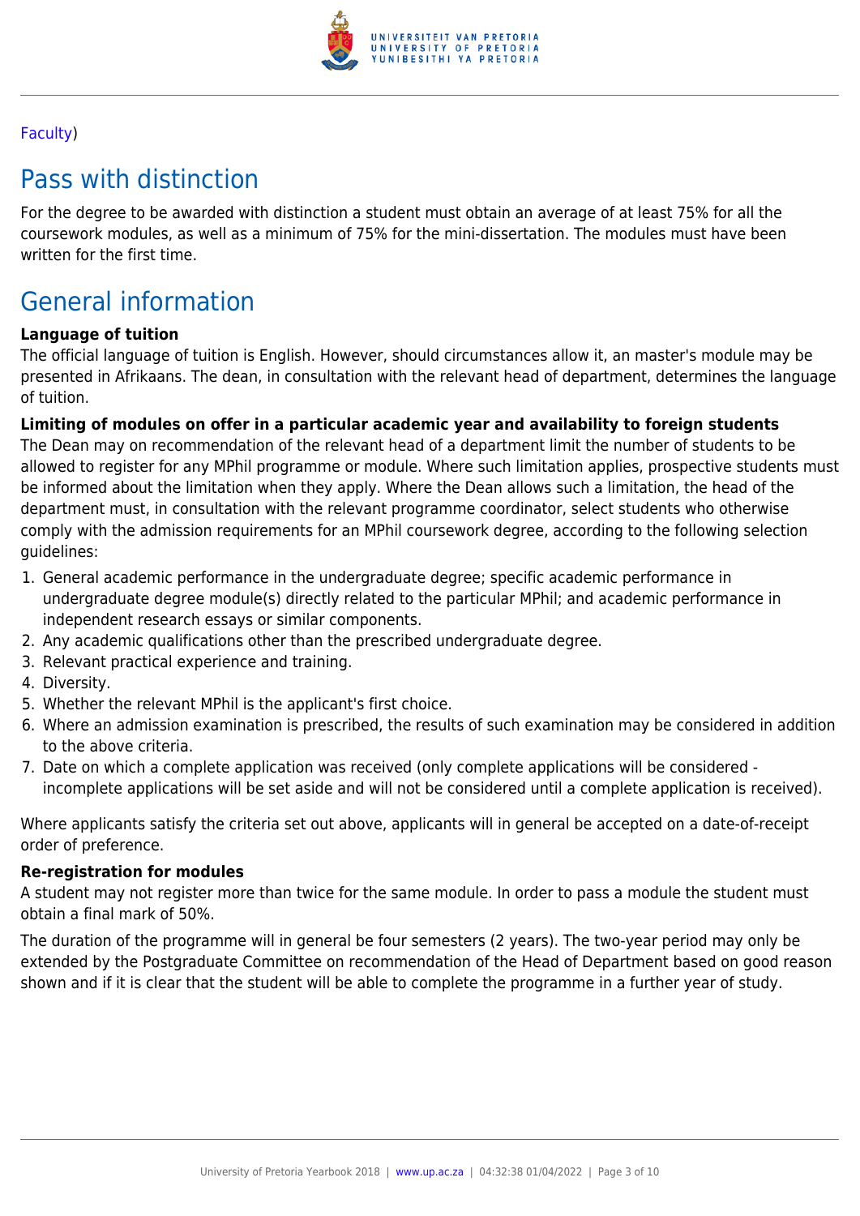Faculty)

## Pass with distinction

For the degree to be awarded with distinction a student must obtain an average of at least 75% for all the coursework modules, as well as a minimum of 75% for the mini-dissertation. The modules must have been written for the first time.

## General information

**Language of tuition**

The official language of tuition is English. However, should circumstances allow it, an master's module may be presented in Afrikaans. The dean, in consultation with the relevant head of department, determines the language of tuition.

**Limiting of modules on offer in a particular academic year and availability to foreign students**

The Dean may on recommendation of the relevant head of a department limit the number of students to be allowed to register for any MPhil programme or module. Where such limitation applies, prospective students must be informed about the limitation when they apply. Where the Dean allows such a limitation, the head of the department must, in consultation with the relevant programme coordinator, select students who otherwise comply with the admission requirements for an MPhil coursework degree, according to the following selection guidelines:

1. General academic performance in the undergraduate degree; specific academic performance in undergraduate degree module(s) directly related to the particular MPhil; and academic performance in independent research essays or similar components.
2. Any academic qualifications other than the prescribed undergraduate degree.
3. Relevant practical experience and training.
4. Diversity.
5. Whether the relevant MPhil is the applicant's first choice.
6. Where an admission examination is prescribed, the results of such examination may be considered in addition to the above criteria.
7. Date on which a complete application was received (only complete applications will be considered - incomplete applications will be set aside and will not be considered until a complete application is received).

Where applicants satisfy the criteria set out above, applicants will in general be accepted on a date-of-receipt order of preference.

**Re-registration for modules**

A student may not register more than twice for the same module. In order to pass a module the student must obtain a final mark of 50%.

The duration of the programme will in general be four semesters (2 years). The two-year period may only be extended by the Postgraduate Committee on recommendation of the Head of Department based on good reason shown and if it is clear that the student will be able to complete the programme in a further year of study.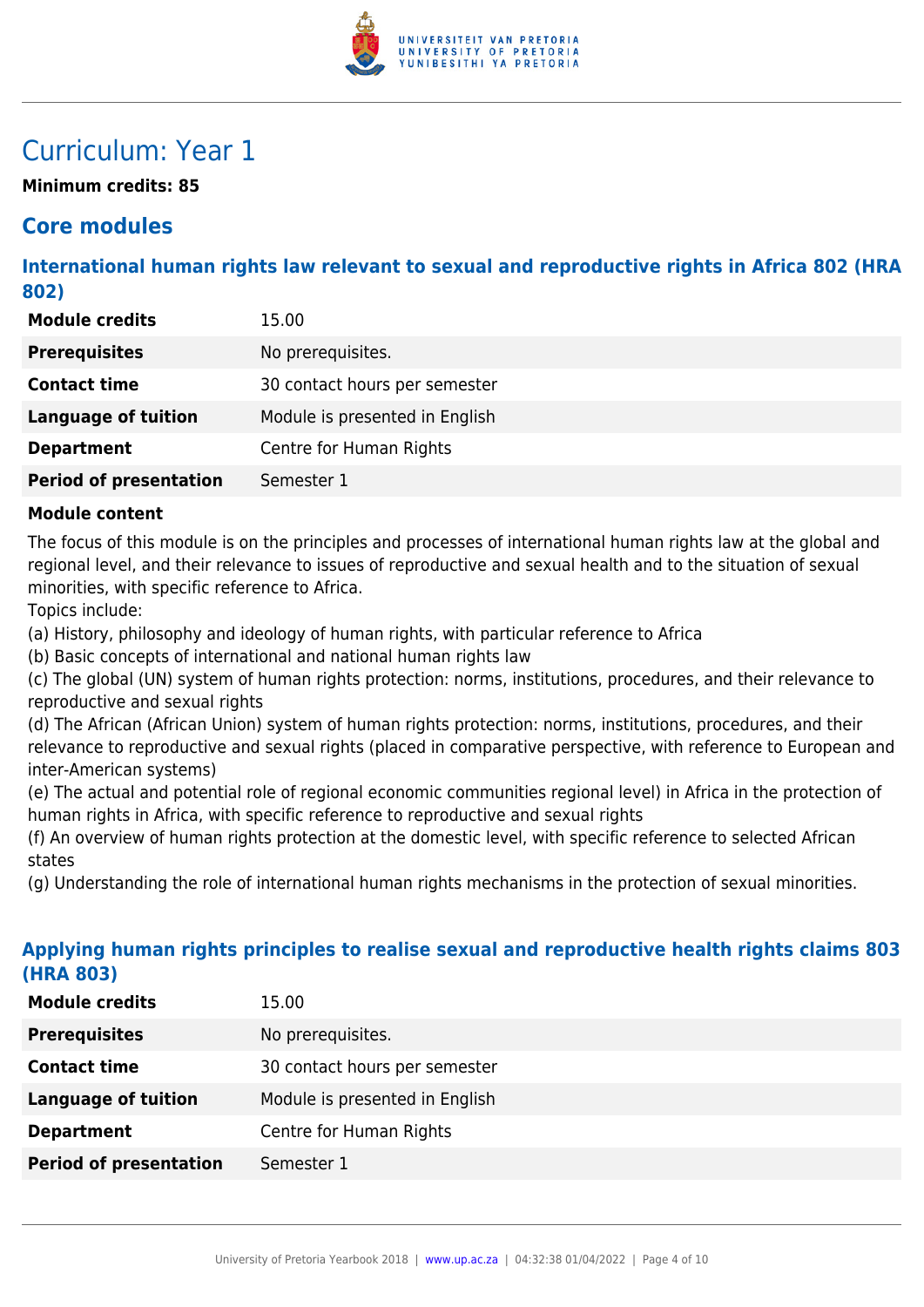# Curriculum: Year 1

**Minimum credits: 85**

## Core modules

### International human rights law relevant to sexual and reproductive rights in Africa 802 (HRA 802)

| | |
|---|---|
| **Module credits** | 15.00 |
| **Prerequisites** | No prerequisites. |
| **Contact time** | 30 contact hours per semester |
| **Language of tuition** | Module is presented in English |
| **Department** | Centre for Human Rights |
| **Period of presentation** | Semester 1 |

**Module content**

The focus of this module is on the principles and processes of international human rights law at the global and regional level, and their relevance to issues of reproductive and sexual health and to the situation of sexual minorities, with specific reference to Africa.

Topics include:

(a) History, philosophy and ideology of human rights, with particular reference to Africa

(b) Basic concepts of international and national human rights law

(c) The global (UN) system of human rights protection: norms, institutions, procedures, and their relevance to reproductive and sexual rights

(d) The African (African Union) system of human rights protection: norms, institutions, procedures, and their relevance to reproductive and sexual rights (placed in comparative perspective, with reference to European and inter-American systems)

(e) The actual and potential role of regional economic communities regional level) in Africa in the protection of human rights in Africa, with specific reference to reproductive and sexual rights

(f) An overview of human rights protection at the domestic level, with specific reference to selected African states

(g) Understanding the role of international human rights mechanisms in the protection of sexual minorities.

### Applying human rights principles to realise sexual and reproductive health rights claims 803 (HRA 803)

| | |
|---|---|
| **Module credits** | 15.00 |
| **Prerequisites** | No prerequisites. |
| **Contact time** | 30 contact hours per semester |
| **Language of tuition** | Module is presented in English |
| **Department** | Centre for Human Rights |
| **Period of presentation** | Semester 1 |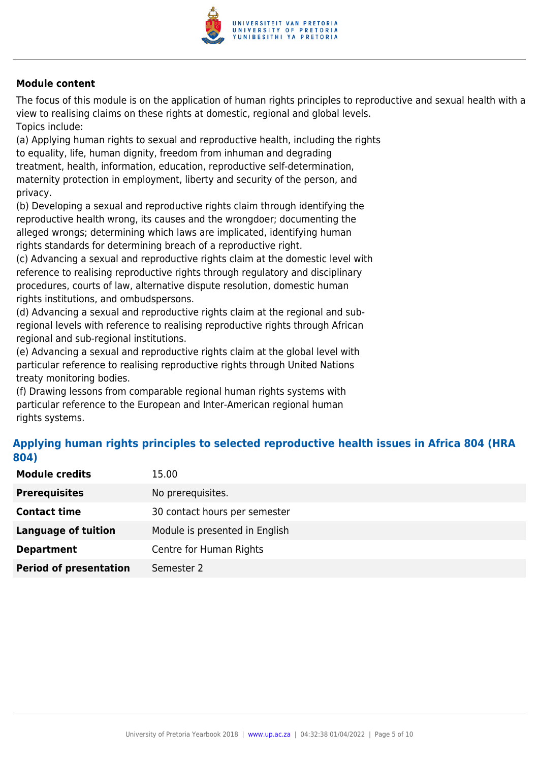**Module content**

The focus of this module is on the application of human rights principles to reproductive and sexual health with a view to realising claims on these rights at domestic, regional and global levels.
Topics include:
(a) Applying human rights to sexual and reproductive health, including the rights to equality, life, human dignity, freedom from inhuman and degrading treatment, health, information, education, reproductive self-determination, maternity protection in employment, liberty and security of the person, and privacy.
(b) Developing a sexual and reproductive rights claim through identifying the reproductive health wrong, its causes and the wrongdoer; documenting the alleged wrongs; determining which laws are implicated, identifying human rights standards for determining breach of a reproductive right.
(c) Advancing a sexual and reproductive rights claim at the domestic level with reference to realising reproductive rights through regulatory and disciplinary procedures, courts of law, alternative dispute resolution, domestic human rights institutions, and ombudspersons.
(d) Advancing a sexual and reproductive rights claim at the regional and sub-regional levels with reference to realising reproductive rights through African regional and sub-regional institutions.
(e) Advancing a sexual and reproductive rights claim at the global level with particular reference to realising reproductive rights through United Nations treaty monitoring bodies.
(f) Drawing lessons from comparable regional human rights systems with particular reference to the European and Inter-American regional human rights systems.

### Applying human rights principles to selected reproductive health issues in Africa 804 (HRA 804)

| | |
|---|---|
| **Module credits** | 15.00 |
| **Prerequisites** | No prerequisites. |
| **Contact time** | 30 contact hours per semester |
| **Language of tuition** | Module is presented in English |
| **Department** | Centre for Human Rights |
| **Period of presentation** | Semester 2 |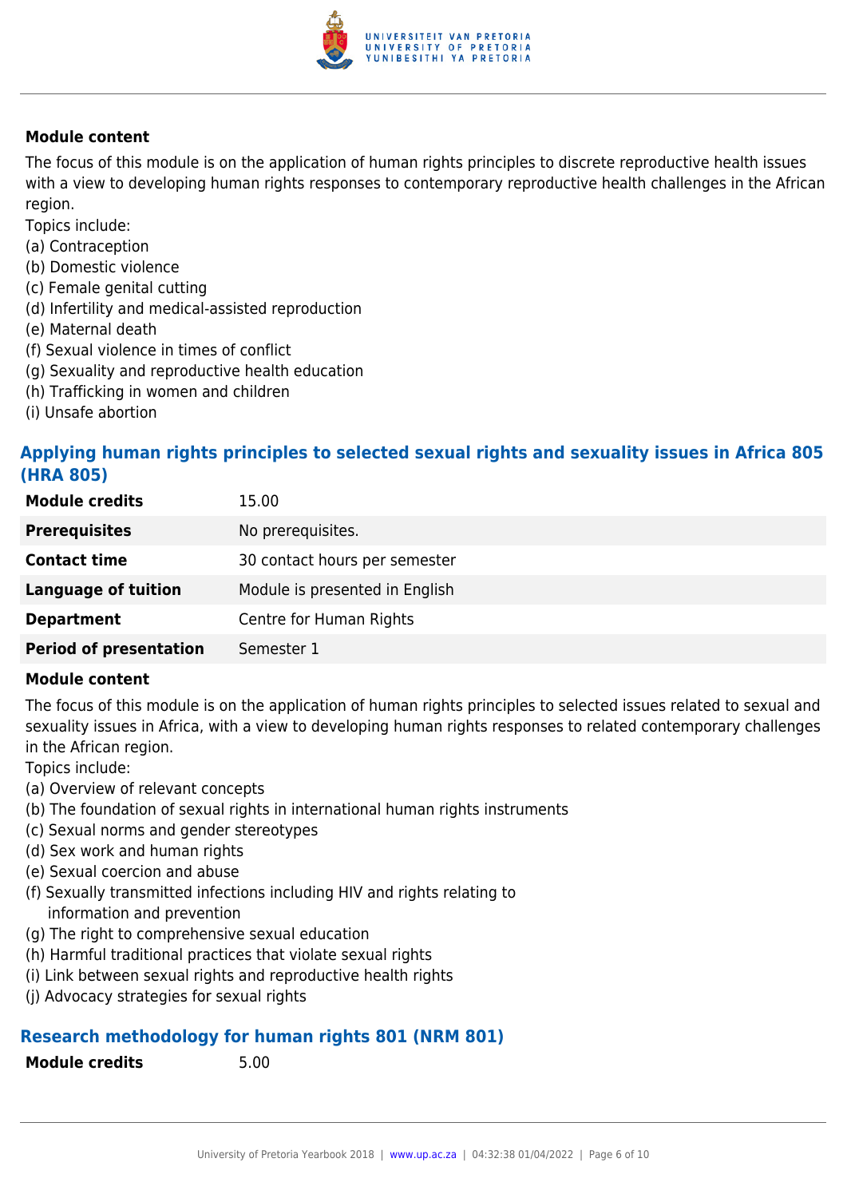**Module content**

The focus of this module is on the application of human rights principles to discrete reproductive health issues with a view to developing human rights responses to contemporary reproductive health challenges in the African region.

Topics include:

(a) Contraception
(b) Domestic violence
(c) Female genital cutting
(d) Infertility and medical-assisted reproduction
(e) Maternal death
(f) Sexual violence in times of conflict
(g) Sexuality and reproductive health education
(h) Trafficking in women and children
(i) Unsafe abortion

## Applying human rights principles to selected sexual rights and sexuality issues in Africa 805 (HRA 805)

| | |
|---|---|
| **Module credits** | 15.00 |
| **Prerequisites** | No prerequisites. |
| **Contact time** | 30 contact hours per semester |
| **Language of tuition** | Module is presented in English |
| **Department** | Centre for Human Rights |
| **Period of presentation** | Semester 1 |

**Module content**

The focus of this module is on the application of human rights principles to selected issues related to sexual and sexuality issues in Africa, with a view to developing human rights responses to related contemporary challenges in the African region.

Topics include:

(a) Overview of relevant concepts
(b) The foundation of sexual rights in international human rights instruments
(c) Sexual norms and gender stereotypes
(d) Sex work and human rights
(e) Sexual coercion and abuse
(f) Sexually transmitted infections including HIV and rights relating to information and prevention
(g) The right to comprehensive sexual education
(h) Harmful traditional practices that violate sexual rights
(i) Link between sexual rights and reproductive health rights
(j) Advocacy strategies for sexual rights

## Research methodology for human rights 801 (NRM 801)

| | |
|---|---|
| **Module credits** | 5.00 |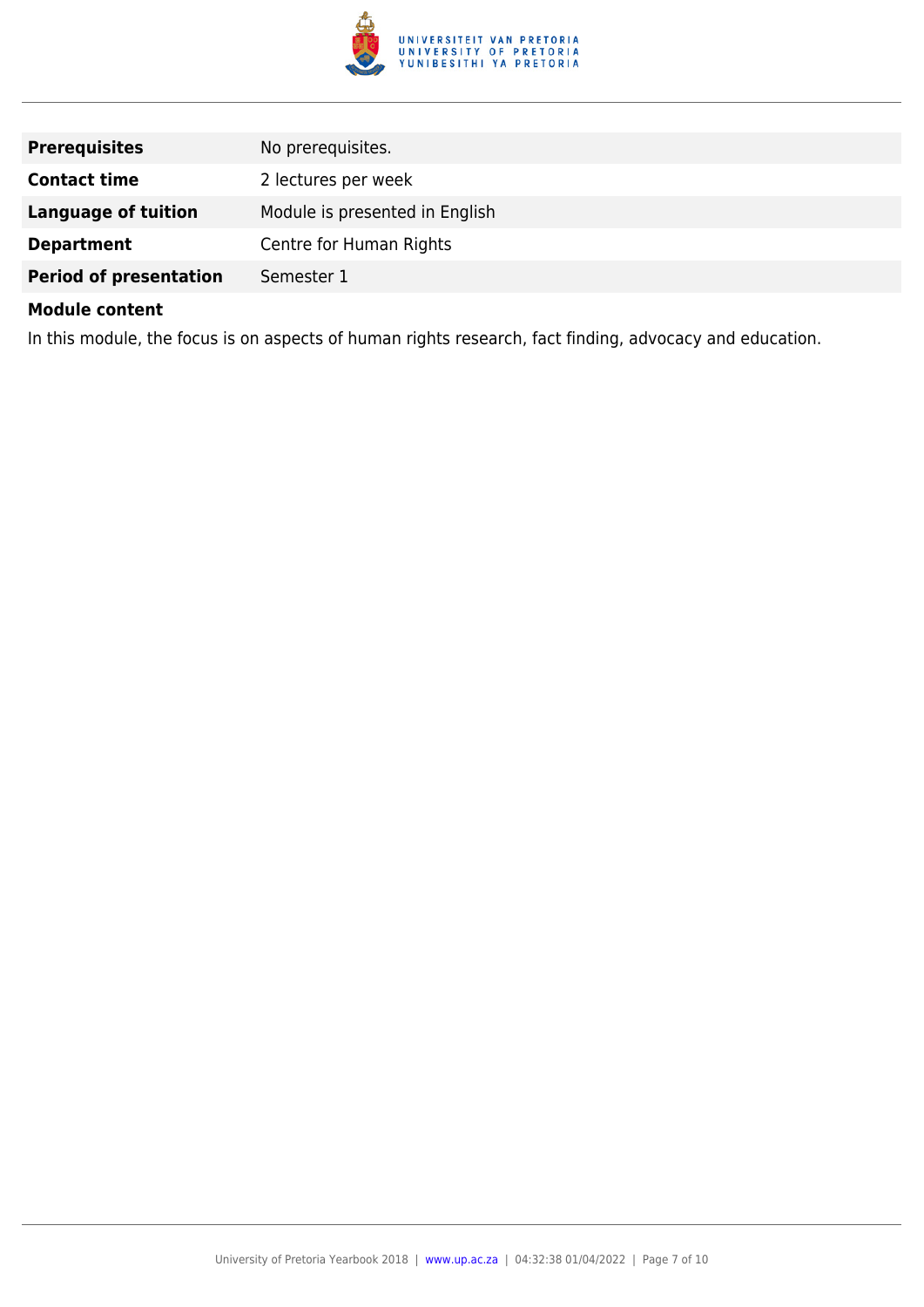| | |
|---|---|
| **Prerequisites** | No prerequisites. |
| **Contact time** | 2 lectures per week |
| **Language of tuition** | Module is presented in English |
| **Department** | Centre for Human Rights |
| **Period of presentation** | Semester 1 |

**Module content**

In this module, the focus is on aspects of human rights research, fact finding, advocacy and education.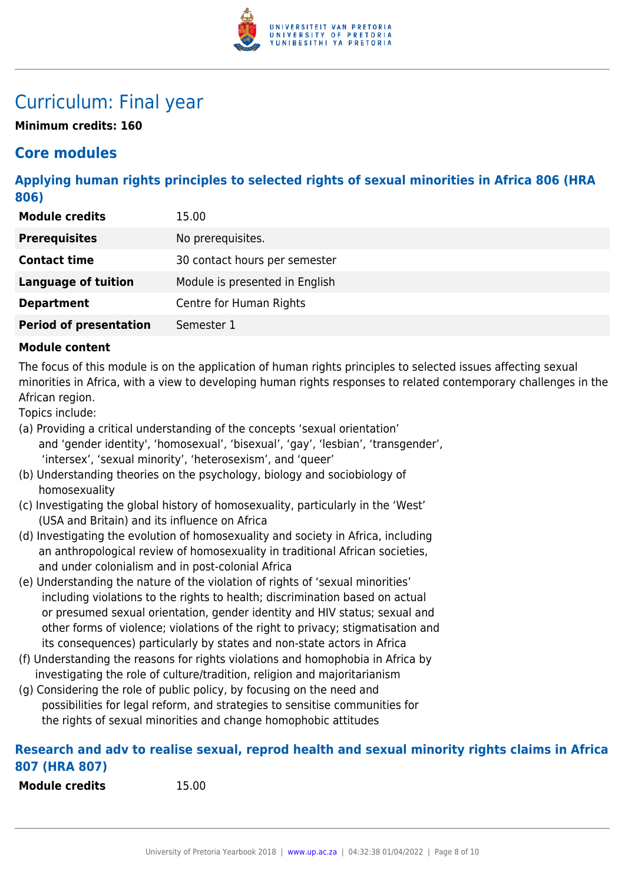# Curriculum: Final year

**Minimum credits: 160**

## Core modules

### Applying human rights principles to selected rights of sexual minorities in Africa 806 (HRA 806)

| | |
|---|---|
| **Module credits** | 15.00 |
| **Prerequisites** | No prerequisites. |
| **Contact time** | 30 contact hours per semester |
| **Language of tuition** | Module is presented in English |
| **Department** | Centre for Human Rights |
| **Period of presentation** | Semester 1 |

**Module content**

The focus of this module is on the application of human rights principles to selected issues affecting sexual minorities in Africa, with a view to developing human rights responses to related contemporary challenges in the African region.

Topics include:

(a) Providing a critical understanding of the concepts 'sexual orientation' and 'gender identity', 'homosexual', 'bisexual', 'gay', 'lesbian', 'transgender', 'intersex', 'sexual minority', 'heterosexism', and 'queer'

(b) Understanding theories on the psychology, biology and sociobiology of homosexuality

(c) Investigating the global history of homosexuality, particularly in the 'West' (USA and Britain) and its influence on Africa

(d) Investigating the evolution of homosexuality and society in Africa, including an anthropological review of homosexuality in traditional African societies, and under colonialism and in post-colonial Africa

(e) Understanding the nature of the violation of rights of 'sexual minorities' including violations to the rights to health; discrimination based on actual or presumed sexual orientation, gender identity and HIV status; sexual and other forms of violence; violations of the right to privacy; stigmatisation and its consequences) particularly by states and non-state actors in Africa

(f) Understanding the reasons for rights violations and homophobia in Africa by investigating the role of culture/tradition, religion and majoritarianism

(g) Considering the role of public policy, by focusing on the need and possibilities for legal reform, and strategies to sensitise communities for the rights of sexual minorities and change homophobic attitudes

### Research and adv to realise sexual, reprod health and sexual minority rights claims in Africa 807 (HRA 807)

| | |
|---|---|
| **Module credits** | 15.00 |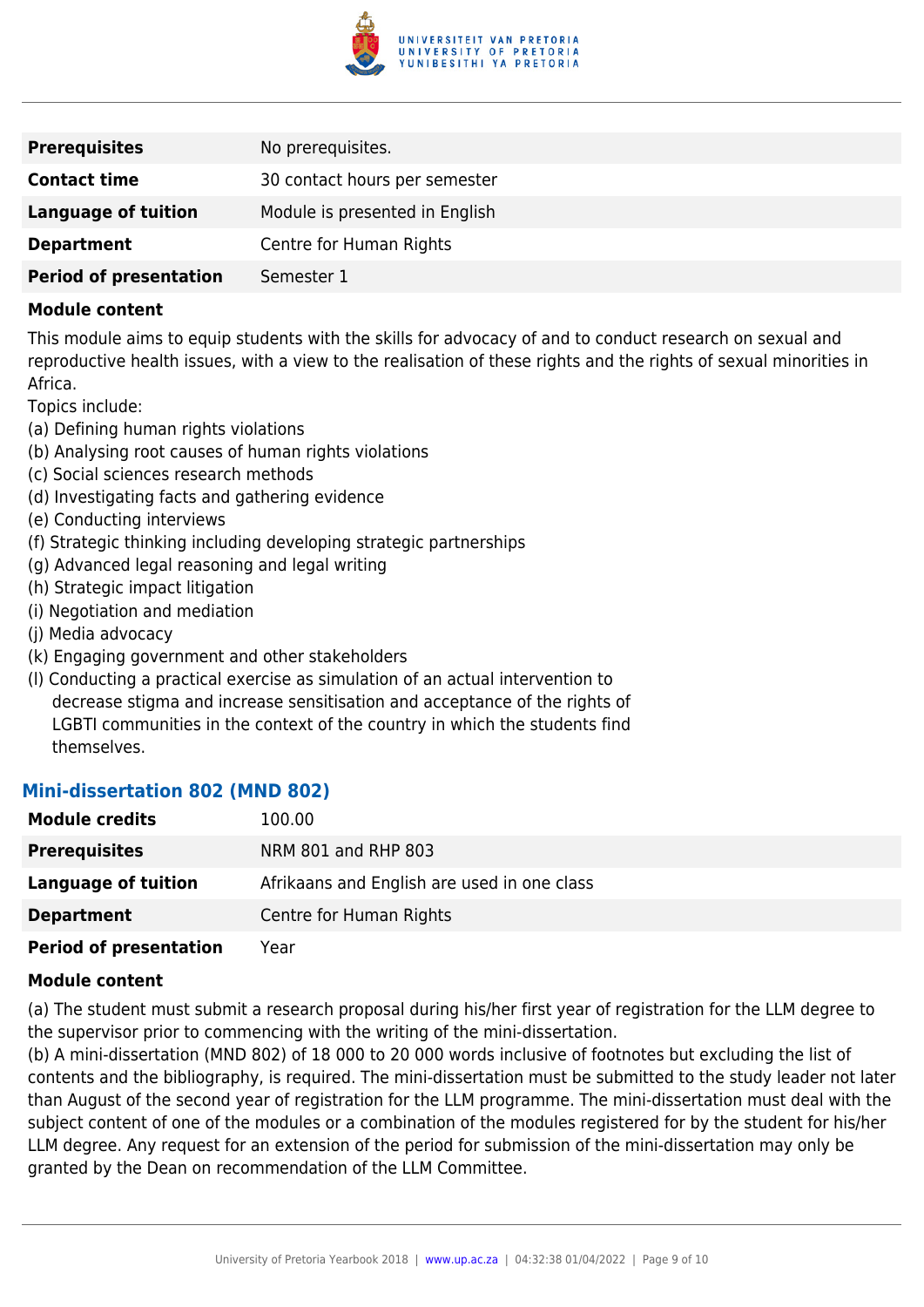| | |
|---|---|
| **Prerequisites** | No prerequisites. |
| **Contact time** | 30 contact hours per semester |
| **Language of tuition** | Module is presented in English |
| **Department** | Centre for Human Rights |
| **Period of presentation** | Semester 1 |

**Module content**

This module aims to equip students with the skills for advocacy of and to conduct research on sexual and reproductive health issues, with a view to the realisation of these rights and the rights of sexual minorities in Africa.

Topics include:

(a) Defining human rights violations
(b) Analysing root causes of human rights violations
(c) Social sciences research methods
(d) Investigating facts and gathering evidence
(e) Conducting interviews
(f) Strategic thinking including developing strategic partnerships
(g) Advanced legal reasoning and legal writing
(h) Strategic impact litigation
(i) Negotiation and mediation
(j) Media advocacy
(k) Engaging government and other stakeholders
(l) Conducting a practical exercise as simulation of an actual intervention to decrease stigma and increase sensitisation and acceptance of the rights of LGBTI communities in the context of the country in which the students find themselves.

### Mini-dissertation 802 (MND 802)

| | |
|---|---|
| **Module credits** | 100.00 |
| **Prerequisites** | NRM 801 and RHP 803 |
| **Language of tuition** | Afrikaans and English are used in one class |
| **Department** | Centre for Human Rights |
| **Period of presentation** | Year |

**Module content**

(a) The student must submit a research proposal during his/her first year of registration for the LLM degree to the supervisor prior to commencing with the writing of the mini-dissertation.

(b) A mini-dissertation (MND 802) of 18 000 to 20 000 words inclusive of footnotes but excluding the list of contents and the bibliography, is required. The mini-dissertation must be submitted to the study leader not later than August of the second year of registration for the LLM programme. The mini-dissertation must deal with the subject content of one of the modules or a combination of the modules registered for by the student for his/her LLM degree. Any request for an extension of the period for submission of the mini-dissertation may only be granted by the Dean on recommendation of the LLM Committee.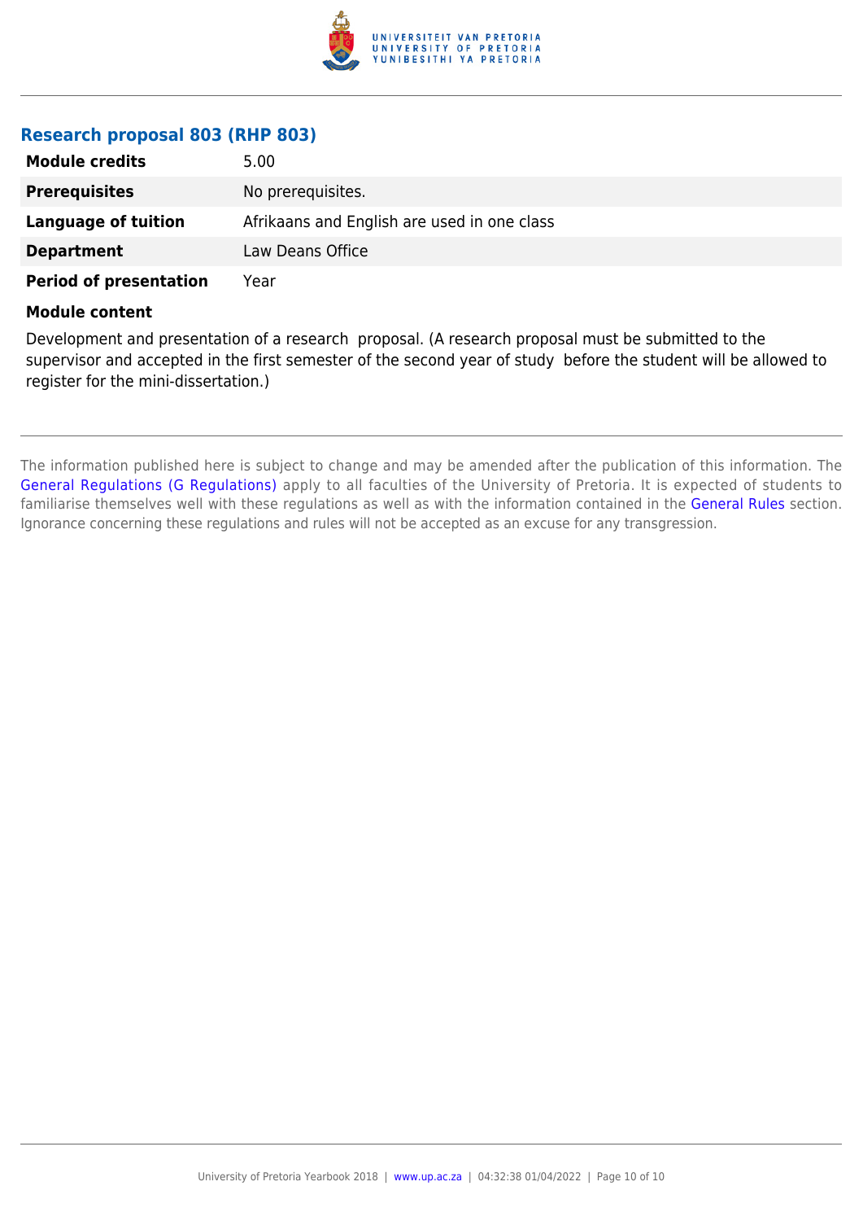### Research proposal 803 (RHP 803)

| | |
|---|---|
| **Module credits** | 5.00 |
| **Prerequisites** | No prerequisites. |
| **Language of tuition** | Afrikaans and English are used in one class |
| **Department** | Law Deans Office |
| **Period of presentation** | Year |

**Module content**

Development and presentation of a research proposal. (A research proposal must be submitted to the supervisor and accepted in the first semester of the second year of study before the student will be allowed to register for the mini-dissertation.)

The information published here is subject to change and may be amended after the publication of this information. The General Regulations (G Regulations) apply to all faculties of the University of Pretoria. It is expected of students to familiarise themselves well with these regulations as well as with the information contained in the General Rules section. Ignorance concerning these regulations and rules will not be accepted as an excuse for any transgression.